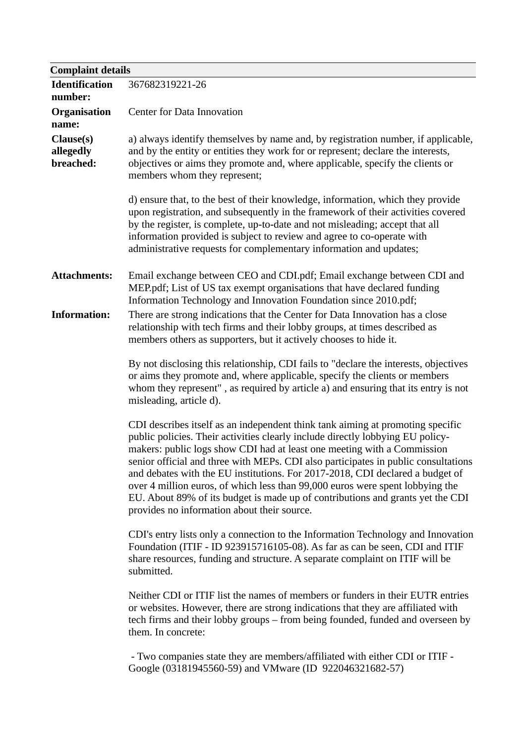## Complaint details

**Identification number:** 367682319221-26

**Organisation name:** Center for Data Innovation

**Clause(s) allegedly breached:**

a) always identify themselves by name and, by registration number, if applicable, and by the entity or entities they work for or represent; declare the interests, objectives or aims they promote and, where applicable, specify the clients or members whom they represent;

d) ensure that, to the best of their knowledge, information, which they provide upon registration, and subsequently in the framework of their activities covered by the register, is complete, up-to-date and not misleading; accept that all information provided is subject to review and agree to co-operate with administrative requests for complementary information and updates;

**Attachments:** Email exchange between CEO and CDI.pdf; Email exchange between CDI and MEP.pdf; List of US tax exempt organisations that have declared funding Information Technology and Innovation Foundation since 2010.pdf;

**Information:**

There are strong indications that the Center for Data Innovation has a close relationship with tech firms and their lobby groups, at times described as members others as supporters, but it actively chooses to hide it.

By not disclosing this relationship, CDI fails to "declare the interests, objectives or aims they promote and, where applicable, specify the clients or members whom they represent" , as required by article a) and ensuring that its entry is not misleading, article d).

CDI describes itself as an independent think tank aiming at promoting specific public policies. Their activities clearly include directly lobbying EU policy-makers: public logs show CDI had at least one meeting with a Commission senior official and three with MEPs. CDI also participates in public consultations and debates with the EU institutions. For 2017-2018, CDI declared a budget of over 4 million euros, of which less than 99,000 euros were spent lobbying the EU. About 89% of its budget is made up of contributions and grants yet the CDI provides no information about their source.

CDI's entry lists only a connection to the Information Technology and Innovation Foundation (ITIF - ID 923915716105-08). As far as can be seen, CDI and ITIF share resources, funding and structure. A separate complaint on ITIF will be submitted.

Neither CDI or ITIF list the names of members or funders in their EUTR entries or websites. However, there are strong indications that they are affiliated with tech firms and their lobby groups – from being founded, funded and overseen by them. In concrete:

- Two companies state they are members/affiliated with either CDI or ITIF - Google (03181945560-59) and VMware (ID 922046321682-57)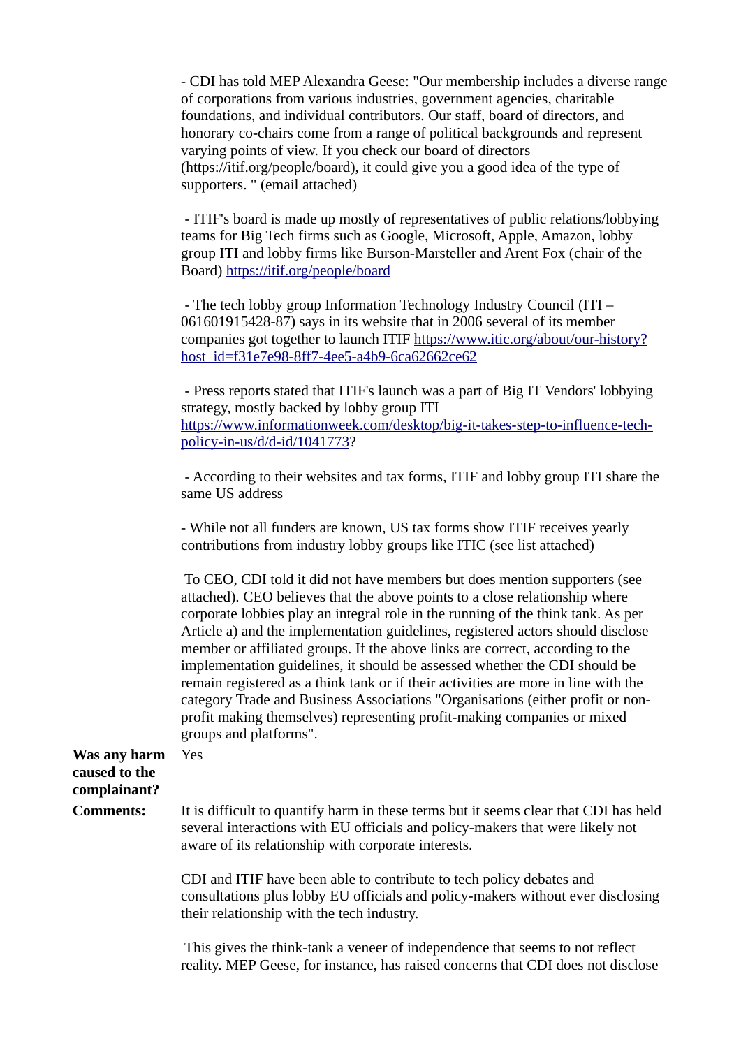- CDI has told MEP Alexandra Geese: "Our membership includes a diverse range of corporations from various industries, government agencies, charitable foundations, and individual contributors. Our staff, board of directors, and honorary co-chairs come from a range of political backgrounds and represent varying points of view. If you check our board of directors (https://itif.org/people/board), it could give you a good idea of the type of supporters. " (email attached)

- ITIF's board is made up mostly of representatives of public relations/lobbying teams for Big Tech firms such as Google, Microsoft, Apple, Amazon, lobby group ITI and lobby firms like Burson-Marsteller and Arent Fox (chair of the Board) https://itif.org/people/board

- The tech lobby group Information Technology Industry Council (ITI – 061601915428-87) says in its website that in 2006 several of its member companies got together to launch ITIF https://www.itic.org/about/our-history?host_id=f31e7e98-8ff7-4ee5-a4b9-6ca62662ce62

- Press reports stated that ITIF's launch was a part of Big IT Vendors' lobbying strategy, mostly backed by lobby group ITI https://www.informationweek.com/desktop/big-it-takes-step-to-influence-tech-policy-in-us/d/d-id/1041773?

- According to their websites and tax forms, ITIF and lobby group ITI share the same US address

- While not all funders are known, US tax forms show ITIF receives yearly contributions from industry lobby groups like ITIC (see list attached)

To CEO, CDI told it did not have members but does mention supporters (see attached). CEO believes that the above points to a close relationship where corporate lobbies play an integral role in the running of the think tank. As per Article a) and the implementation guidelines, registered actors should disclose member or affiliated groups. If the above links are correct, according to the implementation guidelines, it should be assessed whether the CDI should be remain registered as a think tank or if their activities are more in line with the category Trade and Business Associations "Organisations (either profit or non-profit making themselves) representing profit-making companies or mixed groups and platforms".

**Was any harm caused to the complainant?** Yes

**Comments:** It is difficult to quantify harm in these terms but it seems clear that CDI has held several interactions with EU officials and policy-makers that were likely not aware of its relationship with corporate interests.

CDI and ITIF have been able to contribute to tech policy debates and consultations plus lobby EU officials and policy-makers without ever disclosing their relationship with the tech industry.

This gives the think-tank a veneer of independence that seems to not reflect reality. MEP Geese, for instance, has raised concerns that CDI does not disclose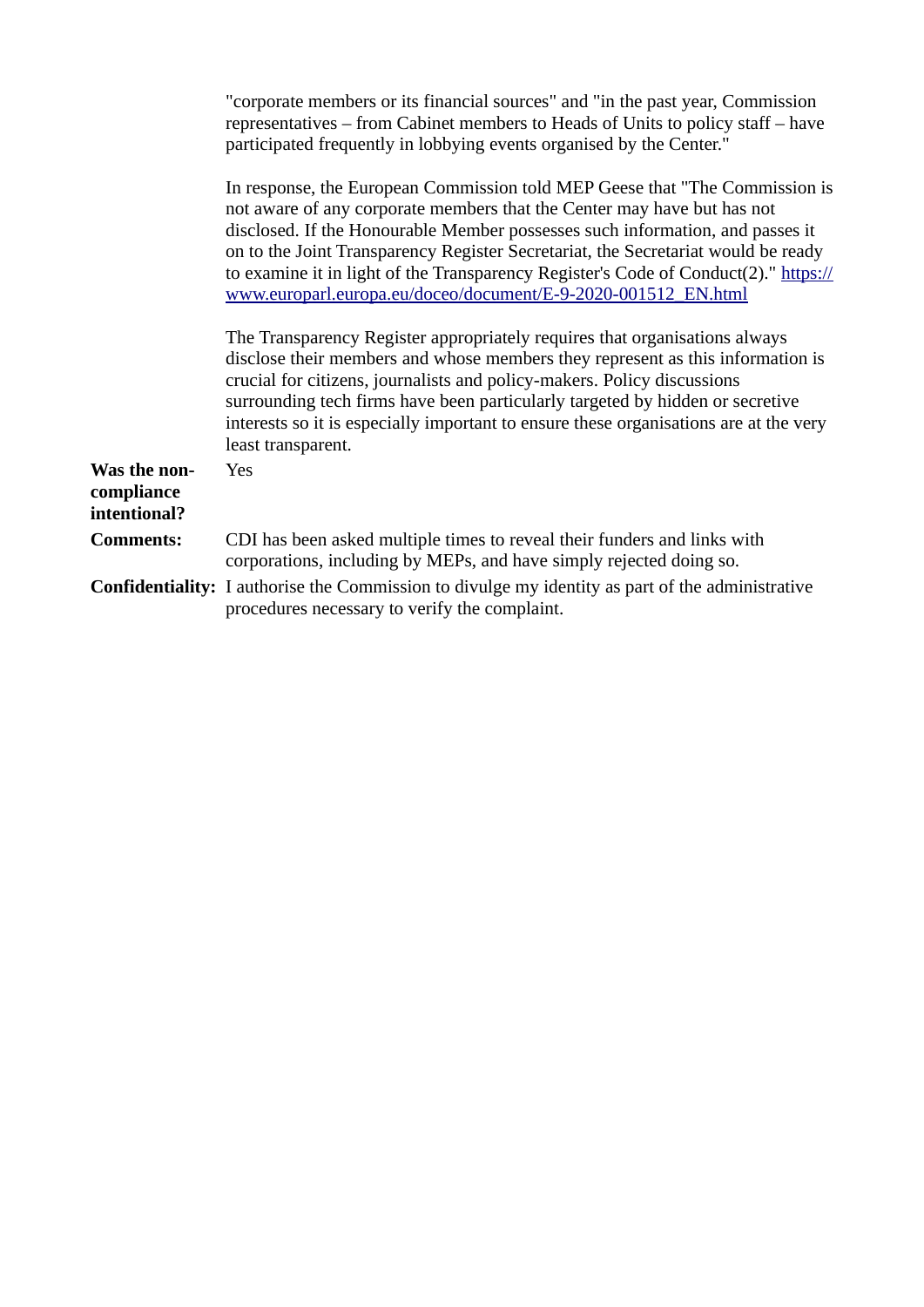"corporate members or its financial sources" and "in the past year, Commission representatives – from Cabinet members to Heads of Units to policy staff – have participated frequently in lobbying events organised by the Center."

In response, the European Commission told MEP Geese that "The Commission is not aware of any corporate members that the Center may have but has not disclosed. If the Honourable Member possesses such information, and passes it on to the Joint Transparency Register Secretariat, the Secretariat would be ready to examine it in light of the Transparency Register's Code of Conduct(2)." https://www.europarl.europa.eu/doceo/document/E-9-2020-001512_EN.html

The Transparency Register appropriately requires that organisations always disclose their members and whose members they represent as this information is crucial for citizens, journalists and policy-makers. Policy discussions surrounding tech firms have been particularly targeted by hidden or secretive interests so it is especially important to ensure these organisations are at the very least transparent.

| | |
|---|---|
| **Was the non-compliance intentional?** | Yes |
| **Comments:** | CDI has been asked multiple times to reveal their funders and links with corporations, including by MEPs, and have simply rejected doing so. |
| **Confidentiality:** | I authorise the Commission to divulge my identity as part of the administrative procedures necessary to verify the complaint. |